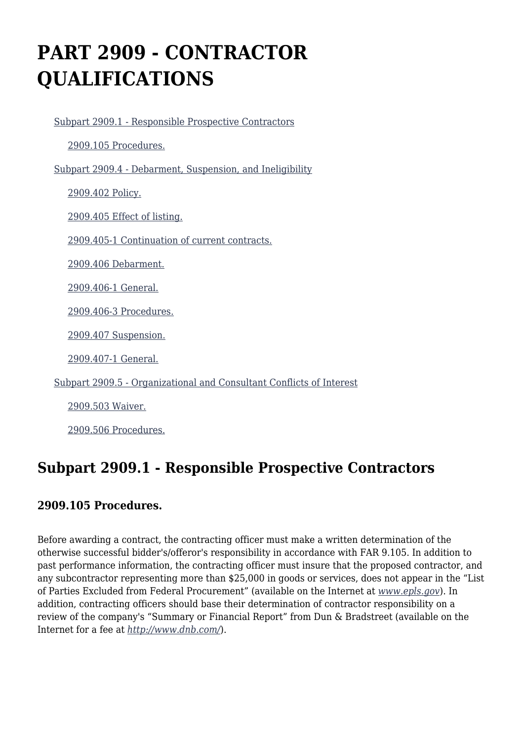# PART 2909 - CONTRACTOR QUALIFICATIONS

- Subpart 2909.1 - Responsible Prospective Contractors
  - 2909.105 Procedures.
- Subpart 2909.4 - Debarment, Suspension, and Ineligibility
  - 2909.402 Policy.
  - 2909.405 Effect of listing.
  - 2909.405-1 Continuation of current contracts.
  - 2909.406 Debarment.
  - 2909.406-1 General.
  - 2909.406-3 Procedures.
  - 2909.407 Suspension.
  - 2909.407-1 General.
- Subpart 2909.5 - Organizational and Consultant Conflicts of Interest
  - 2909.503 Waiver.
  - 2909.506 Procedures.

## Subpart 2909.1 - Responsible Prospective Contractors

### 2909.105 Procedures.

Before awarding a contract, the contracting officer must make a written determination of the otherwise successful bidder's/offeror's responsibility in accordance with FAR 9.105. In addition to past performance information, the contracting officer must insure that the proposed contractor, and any subcontractor representing more than $25,000 in goods or services, does not appear in the "List of Parties Excluded from Federal Procurement" (available on the Internet at *www.epls.gov*). In addition, contracting officers should base their determination of contractor responsibility on a review of the company's "Summary or Financial Report" from Dun & Bradstreet (available on the Internet for a fee at *http://www.dnb.com/*).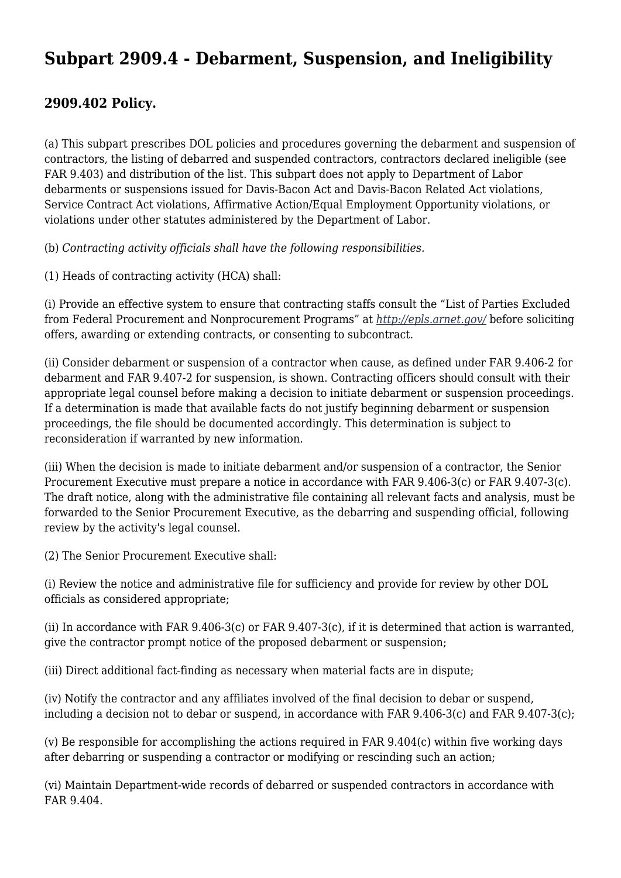## Subpart 2909.4 - Debarment, Suspension, and Ineligibility

### 2909.402 Policy.

(a) This subpart prescribes DOL policies and procedures governing the debarment and suspension of contractors, the listing of debarred and suspended contractors, contractors declared ineligible (see FAR 9.403) and distribution of the list. This subpart does not apply to Department of Labor debarments or suspensions issued for Davis-Bacon Act and Davis-Bacon Related Act violations, Service Contract Act violations, Affirmative Action/Equal Employment Opportunity violations, or violations under other statutes administered by the Department of Labor.

(b) *Contracting activity officials shall have the following responsibilities.*

(1) Heads of contracting activity (HCA) shall:

(i) Provide an effective system to ensure that contracting staffs consult the "List of Parties Excluded from Federal Procurement and Nonprocurement Programs" at *http://epls.arnet.gov/* before soliciting offers, awarding or extending contracts, or consenting to subcontract.

(ii) Consider debarment or suspension of a contractor when cause, as defined under FAR 9.406-2 for debarment and FAR 9.407-2 for suspension, is shown. Contracting officers should consult with their appropriate legal counsel before making a decision to initiate debarment or suspension proceedings. If a determination is made that available facts do not justify beginning debarment or suspension proceedings, the file should be documented accordingly. This determination is subject to reconsideration if warranted by new information.

(iii) When the decision is made to initiate debarment and/or suspension of a contractor, the Senior Procurement Executive must prepare a notice in accordance with FAR 9.406-3(c) or FAR 9.407-3(c). The draft notice, along with the administrative file containing all relevant facts and analysis, must be forwarded to the Senior Procurement Executive, as the debarring and suspending official, following review by the activity's legal counsel.

(2) The Senior Procurement Executive shall:

(i) Review the notice and administrative file for sufficiency and provide for review by other DOL officials as considered appropriate;

(ii) In accordance with FAR 9.406-3(c) or FAR 9.407-3(c), if it is determined that action is warranted, give the contractor prompt notice of the proposed debarment or suspension;

(iii) Direct additional fact-finding as necessary when material facts are in dispute;

(iv) Notify the contractor and any affiliates involved of the final decision to debar or suspend, including a decision not to debar or suspend, in accordance with FAR 9.406-3(c) and FAR 9.407-3(c);

(v) Be responsible for accomplishing the actions required in FAR 9.404(c) within five working days after debarring or suspending a contractor or modifying or rescinding such an action;

(vi) Maintain Department-wide records of debarred or suspended contractors in accordance with FAR 9.404.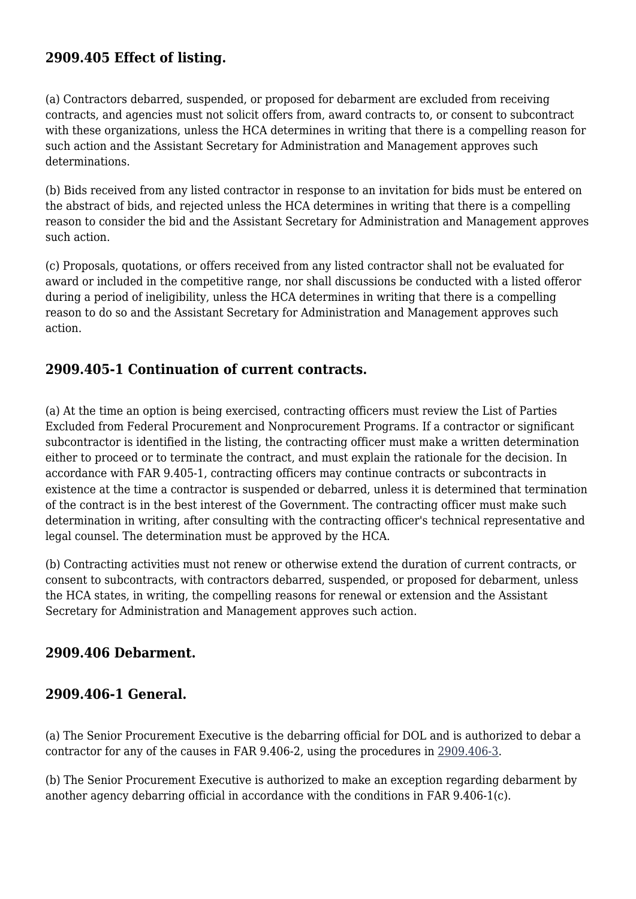## 2909.405 Effect of listing.

(a) Contractors debarred, suspended, or proposed for debarment are excluded from receiving contracts, and agencies must not solicit offers from, award contracts to, or consent to subcontract with these organizations, unless the HCA determines in writing that there is a compelling reason for such action and the Assistant Secretary for Administration and Management approves such determinations.

(b) Bids received from any listed contractor in response to an invitation for bids must be entered on the abstract of bids, and rejected unless the HCA determines in writing that there is a compelling reason to consider the bid and the Assistant Secretary for Administration and Management approves such action.

(c) Proposals, quotations, or offers received from any listed contractor shall not be evaluated for award or included in the competitive range, nor shall discussions be conducted with a listed offeror during a period of ineligibility, unless the HCA determines in writing that there is a compelling reason to do so and the Assistant Secretary for Administration and Management approves such action.

## 2909.405-1 Continuation of current contracts.

(a) At the time an option is being exercised, contracting officers must review the List of Parties Excluded from Federal Procurement and Nonprocurement Programs. If a contractor or significant subcontractor is identified in the listing, the contracting officer must make a written determination either to proceed or to terminate the contract, and must explain the rationale for the decision. In accordance with FAR 9.405-1, contracting officers may continue contracts or subcontracts in existence at the time a contractor is suspended or debarred, unless it is determined that termination of the contract is in the best interest of the Government. The contracting officer must make such determination in writing, after consulting with the contracting officer's technical representative and legal counsel. The determination must be approved by the HCA.

(b) Contracting activities must not renew or otherwise extend the duration of current contracts, or consent to subcontracts, with contractors debarred, suspended, or proposed for debarment, unless the HCA states, in writing, the compelling reasons for renewal or extension and the Assistant Secretary for Administration and Management approves such action.

## 2909.406 Debarment.

## 2909.406-1 General.

(a) The Senior Procurement Executive is the debarring official for DOL and is authorized to debar a contractor for any of the causes in FAR 9.406-2, using the procedures in 2909.406-3.

(b) The Senior Procurement Executive is authorized to make an exception regarding debarment by another agency debarring official in accordance with the conditions in FAR 9.406-1(c).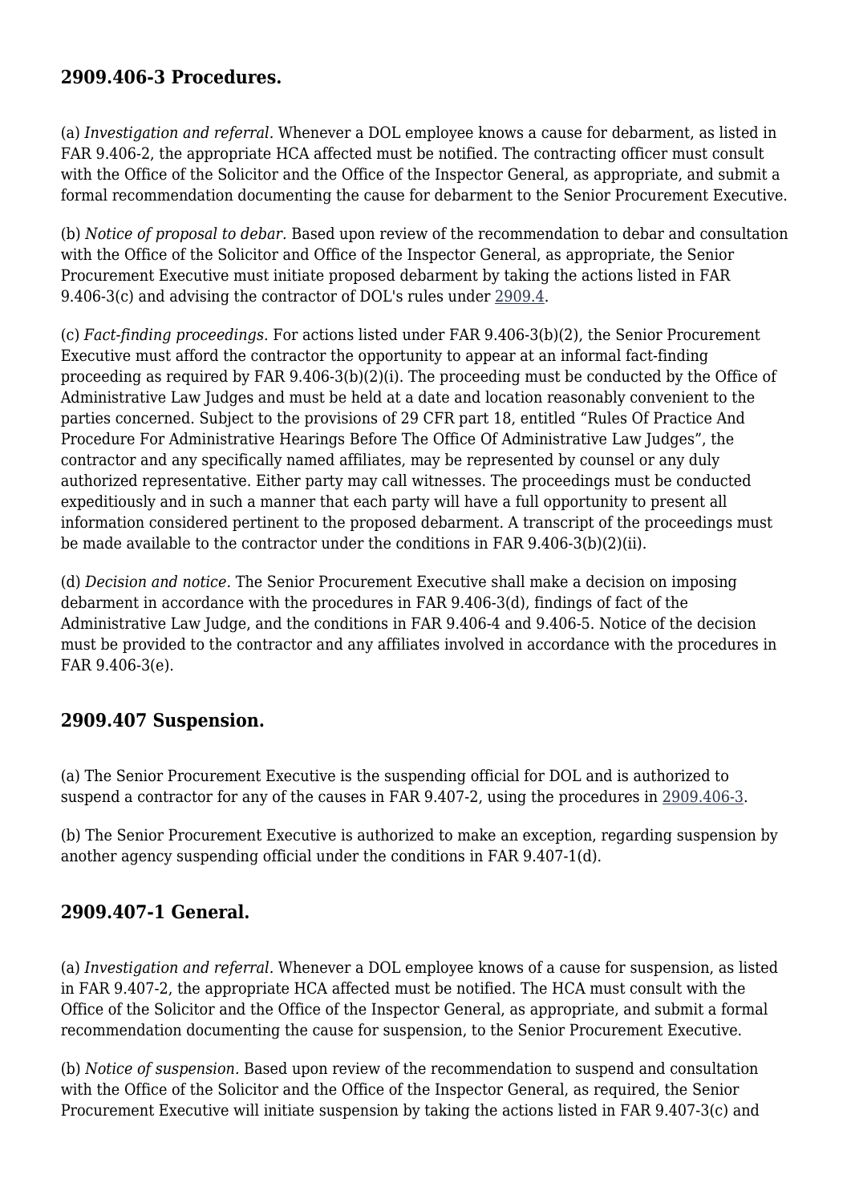## 2909.406-3 Procedures.

(a) *Investigation and referral.* Whenever a DOL employee knows a cause for debarment, as listed in FAR 9.406-2, the appropriate HCA affected must be notified. The contracting officer must consult with the Office of the Solicitor and the Office of the Inspector General, as appropriate, and submit a formal recommendation documenting the cause for debarment to the Senior Procurement Executive.

(b) *Notice of proposal to debar.* Based upon review of the recommendation to debar and consultation with the Office of the Solicitor and Office of the Inspector General, as appropriate, the Senior Procurement Executive must initiate proposed debarment by taking the actions listed in FAR 9.406-3(c) and advising the contractor of DOL's rules under 2909.4.

(c) *Fact-finding proceedings.* For actions listed under FAR 9.406-3(b)(2), the Senior Procurement Executive must afford the contractor the opportunity to appear at an informal fact-finding proceeding as required by FAR 9.406-3(b)(2)(i). The proceeding must be conducted by the Office of Administrative Law Judges and must be held at a date and location reasonably convenient to the parties concerned. Subject to the provisions of 29 CFR part 18, entitled "Rules Of Practice And Procedure For Administrative Hearings Before The Office Of Administrative Law Judges", the contractor and any specifically named affiliates, may be represented by counsel or any duly authorized representative. Either party may call witnesses. The proceedings must be conducted expeditiously and in such a manner that each party will have a full opportunity to present all information considered pertinent to the proposed debarment. A transcript of the proceedings must be made available to the contractor under the conditions in FAR 9.406-3(b)(2)(ii).

(d) *Decision and notice.* The Senior Procurement Executive shall make a decision on imposing debarment in accordance with the procedures in FAR 9.406-3(d), findings of fact of the Administrative Law Judge, and the conditions in FAR 9.406-4 and 9.406-5. Notice of the decision must be provided to the contractor and any affiliates involved in accordance with the procedures in FAR 9.406-3(e).

## 2909.407 Suspension.

(a) The Senior Procurement Executive is the suspending official for DOL and is authorized to suspend a contractor for any of the causes in FAR 9.407-2, using the procedures in 2909.406-3.

(b) The Senior Procurement Executive is authorized to make an exception, regarding suspension by another agency suspending official under the conditions in FAR 9.407-1(d).

## 2909.407-1 General.

(a) *Investigation and referral.* Whenever a DOL employee knows of a cause for suspension, as listed in FAR 9.407-2, the appropriate HCA affected must be notified. The HCA must consult with the Office of the Solicitor and the Office of the Inspector General, as appropriate, and submit a formal recommendation documenting the cause for suspension, to the Senior Procurement Executive.

(b) *Notice of suspension.* Based upon review of the recommendation to suspend and consultation with the Office of the Solicitor and the Office of the Inspector General, as required, the Senior Procurement Executive will initiate suspension by taking the actions listed in FAR 9.407-3(c) and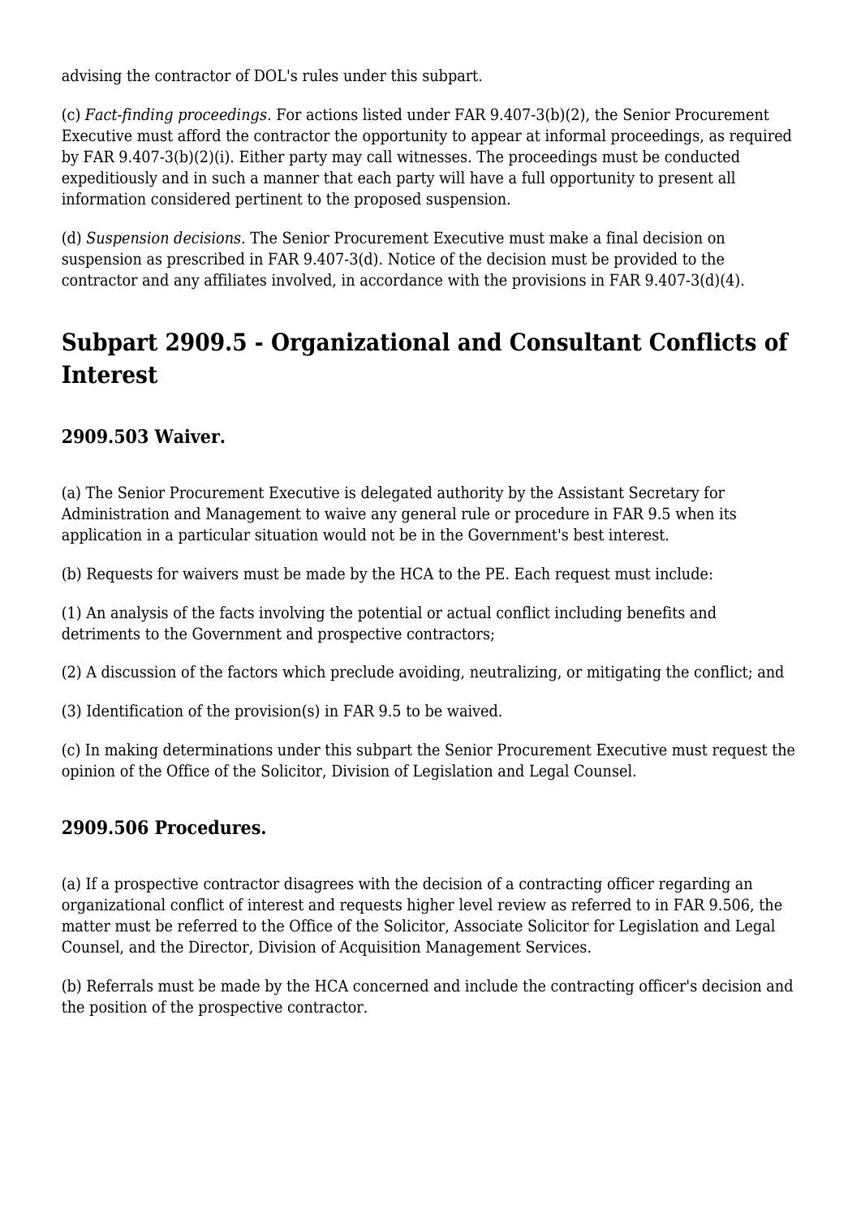advising the contractor of DOL's rules under this subpart.

(c) *Fact-finding proceedings.* For actions listed under FAR 9.407-3(b)(2), the Senior Procurement Executive must afford the contractor the opportunity to appear at informal proceedings, as required by FAR 9.407-3(b)(2)(i). Either party may call witnesses. The proceedings must be conducted expeditiously and in such a manner that each party will have a full opportunity to present all information considered pertinent to the proposed suspension.

(d) *Suspension decisions.* The Senior Procurement Executive must make a final decision on suspension as prescribed in FAR 9.407-3(d). Notice of the decision must be provided to the contractor and any affiliates involved, in accordance with the provisions in FAR 9.407-3(d)(4).

## Subpart 2909.5 - Organizational and Consultant Conflicts of Interest

### 2909.503 Waiver.

(a) The Senior Procurement Executive is delegated authority by the Assistant Secretary for Administration and Management to waive any general rule or procedure in FAR 9.5 when its application in a particular situation would not be in the Government's best interest.

(b) Requests for waivers must be made by the HCA to the PE. Each request must include:

(1) An analysis of the facts involving the potential or actual conflict including benefits and detriments to the Government and prospective contractors;

(2) A discussion of the factors which preclude avoiding, neutralizing, or mitigating the conflict; and

(3) Identification of the provision(s) in FAR 9.5 to be waived.

(c) In making determinations under this subpart the Senior Procurement Executive must request the opinion of the Office of the Solicitor, Division of Legislation and Legal Counsel.

### 2909.506 Procedures.

(a) If a prospective contractor disagrees with the decision of a contracting officer regarding an organizational conflict of interest and requests higher level review as referred to in FAR 9.506, the matter must be referred to the Office of the Solicitor, Associate Solicitor for Legislation and Legal Counsel, and the Director, Division of Acquisition Management Services.

(b) Referrals must be made by the HCA concerned and include the contracting officer's decision and the position of the prospective contractor.